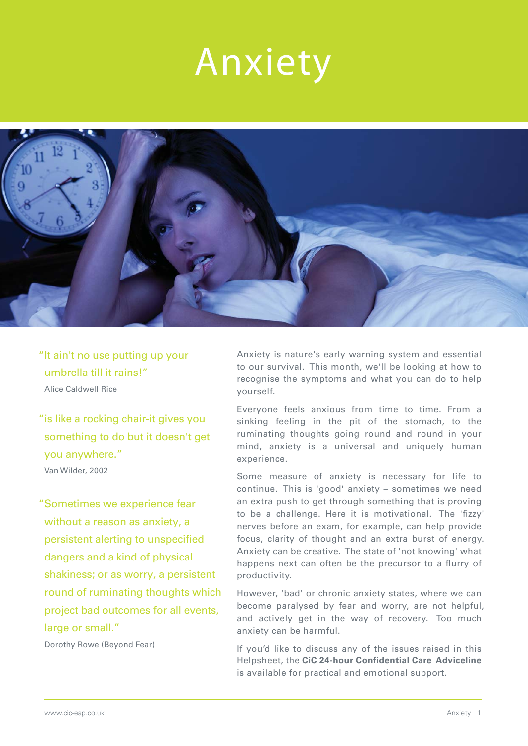# Anxiety

> "It ain't no use putting up your umbrella till it rains!"
>
> Alice Caldwell Rice

> "is like a rocking chair-it gives you something to do but it doesn't get you anywhere."
>
> Van Wilder, 2002

> "Sometimes we experience fear without a reason as anxiety, a persistent alerting to unspecified dangers and a kind of physical shakiness; or as worry, a persistent round of ruminating thoughts which project bad outcomes for all events, large or small."
>
> Dorothy Rowe (Beyond Fear)

Anxiety is nature's early warning system and essential to our survival. This month, we'll be looking at how to recognise the symptoms and what you can do to help yourself.

Everyone feels anxious from time to time. From a sinking feeling in the pit of the stomach, to the ruminating thoughts going round and round in your mind, anxiety is a universal and uniquely human experience.

Some measure of anxiety is necessary for life to continue. This is 'good' anxiety – sometimes we need an extra push to get through something that is proving to be a challenge. Here it is motivational. The 'fizzy' nerves before an exam, for example, can help provide focus, clarity of thought and an extra burst of energy. Anxiety can be creative. The state of 'not knowing' what happens next can often be the precursor to a flurry of productivity.

However, 'bad' or chronic anxiety states, where we can become paralysed by fear and worry, are not helpful, and actively get in the way of recovery. Too much anxiety can be harmful.

If you'd like to discuss any of the issues raised in this Helpsheet, the **CiC 24-hour Confidential Care Adviceline** is available for practical and emotional support.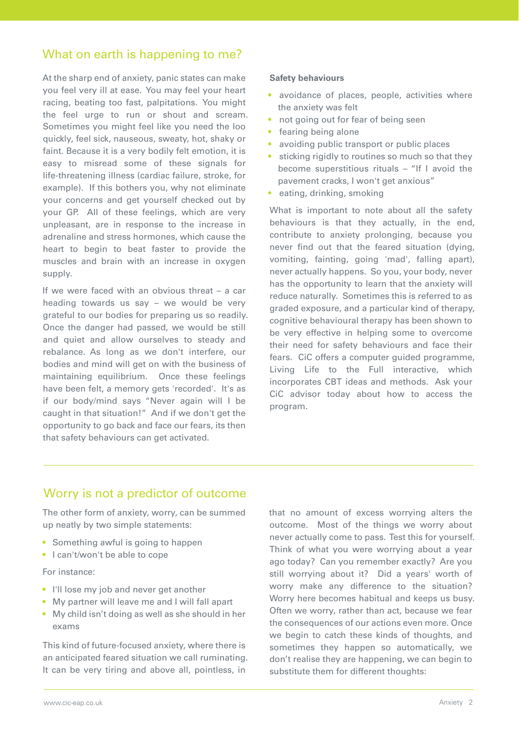## What on earth is happening to me?

At the sharp end of anxiety, panic states can make you feel very ill at ease. You may feel your heart racing, beating too fast, palpitations. You might the feel urge to run or shout and scream. Sometimes you might feel like you need the loo quickly, feel sick, nauseous, sweaty, hot, shaky or faint. Because it is a very bodily felt emotion, it is easy to misread some of these signals for life-threatening illness (cardiac failure, stroke, for example). If this bothers you, why not eliminate your concerns and get yourself checked out by your GP. All of these feelings, which are very unpleasant, are in response to the increase in adrenaline and stress hormones, which cause the heart to begin to beat faster to provide the muscles and brain with an increase in oxygen supply.

If we were faced with an obvious threat – a car heading towards us say – we would be very grateful to our bodies for preparing us so readily. Once the danger had passed, we would be still and quiet and allow ourselves to steady and rebalance. As long as we don't interfere, our bodies and mind will get on with the business of maintaining equilibrium. Once these feelings have been felt, a memory gets 'recorded'. It's as if our body/mind says "Never again will I be caught in that situation!" And if we don't get the opportunity to go back and face our fears, its then that safety behaviours can get activated.

**Safety behaviours**

- avoidance of places, people, activities where the anxiety was felt
- not going out for fear of being seen
- fearing being alone
- avoiding public transport or public places
- sticking rigidly to routines so much so that they become superstitious rituals – "If I avoid the pavement cracks, I won't get anxious"
- eating, drinking, smoking

What is important to note about all the safety behaviours is that they actually, in the end, contribute to anxiety prolonging, because you never find out that the feared situation (dying, vomiting, fainting, going 'mad', falling apart), never actually happens. So you, your body, never has the opportunity to learn that the anxiety will reduce naturally. Sometimes this is referred to as graded exposure, and a particular kind of therapy, cognitive behavioural therapy has been shown to be very effective in helping some to overcome their need for safety behaviours and face their fears. CiC offers a computer guided programme, Living Life to the Full interactive, which incorporates CBT ideas and methods. Ask your CiC advisor today about how to access the program.

## Worry is not a predictor of outcome

The other form of anxiety, worry, can be summed up neatly by two simple statements:

- Something awful is going to happen
- I can't/won't be able to cope

For instance:

- I'll lose my job and never get another
- My partner will leave me and I will fall apart
- My child isn't doing as well as she should in her exams

This kind of future-focused anxiety, where there is an anticipated feared situation we call ruminating. It can be very tiring and above all, pointless, in that no amount of excess worrying alters the outcome. Most of the things we worry about never actually come to pass. Test this for yourself. Think of what you were worrying about a year ago today? Can you remember exactly? Are you still worrying about it? Did a years' worth of worry make any difference to the situation? Worry here becomes habitual and keeps us busy. Often we worry, rather than act, because we fear the consequences of our actions even more. Once we begin to catch these kinds of thoughts, and sometimes they happen so automatically, we don't realise they are happening, we can begin to substitute them for different thoughts: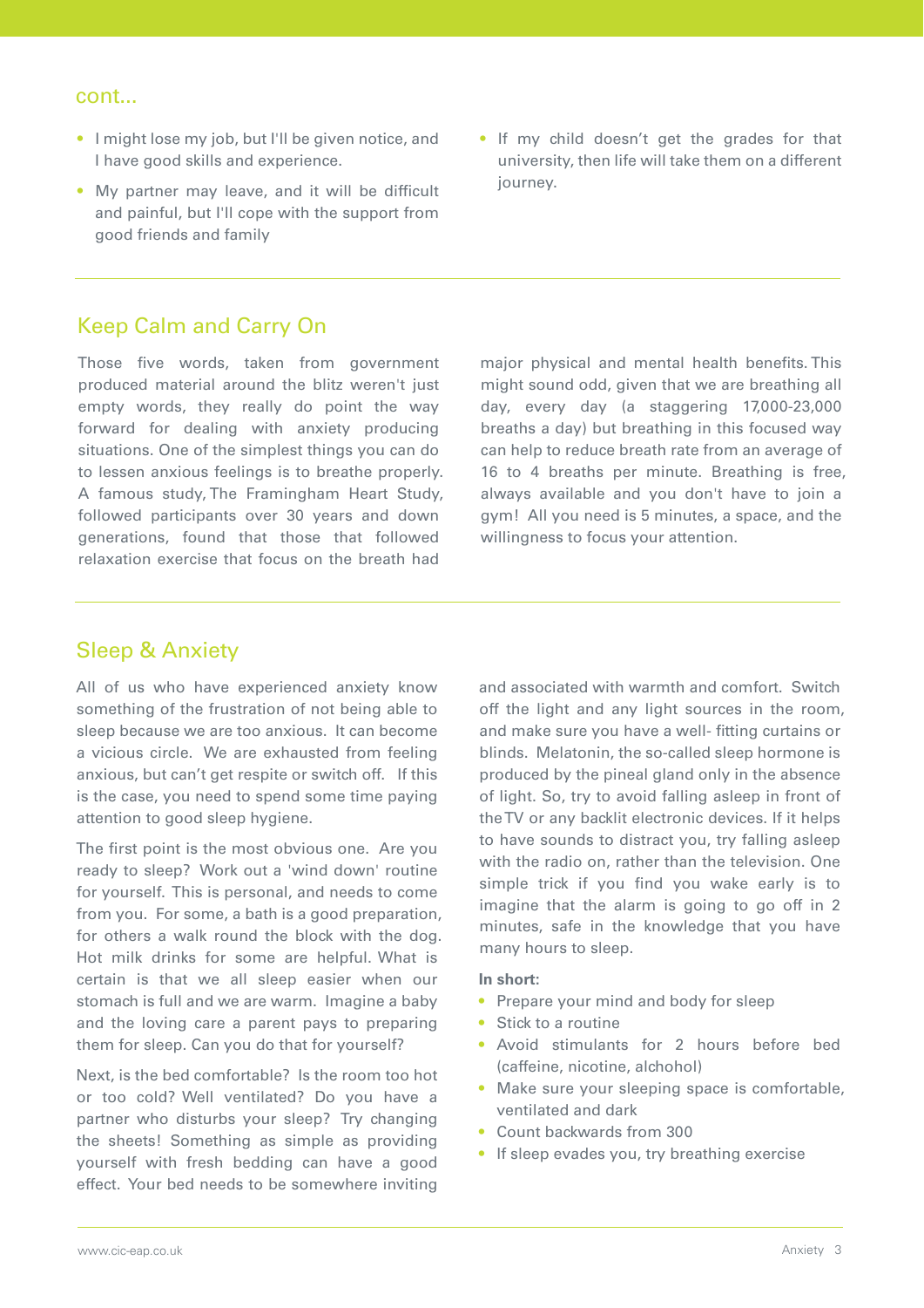cont...

- I might lose my job, but I'll be given notice, and I have good skills and experience.
- My partner may leave, and it will be difficult and painful, but I'll cope with the support from good friends and family
- If my child doesn't get the grades for that university, then life will take them on a different journey.

## Keep Calm and Carry On

Those five words, taken from government produced material around the blitz weren't just empty words, they really do point the way forward for dealing with anxiety producing situations. One of the simplest things you can do to lessen anxious feelings is to breathe properly. A famous study, The Framingham Heart Study, followed participants over 30 years and down generations, found that those that followed relaxation exercise that focus on the breath had major physical and mental health benefits. This might sound odd, given that we are breathing all day, every day (a staggering 17,000-23,000 breaths a day) but breathing in this focused way can help to reduce breath rate from an average of 16 to 4 breaths per minute. Breathing is free, always available and you don't have to join a gym! All you need is 5 minutes, a space, and the willingness to focus your attention.

## Sleep & Anxiety

All of us who have experienced anxiety know something of the frustration of not being able to sleep because we are too anxious. It can become a vicious circle. We are exhausted from feeling anxious, but can't get respite or switch off. If this is the case, you need to spend some time paying attention to good sleep hygiene.

The first point is the most obvious one. Are you ready to sleep? Work out a 'wind down' routine for yourself. This is personal, and needs to come from you. For some, a bath is a good preparation, for others a walk round the block with the dog. Hot milk drinks for some are helpful. What is certain is that we all sleep easier when our stomach is full and we are warm. Imagine a baby and the loving care a parent pays to preparing them for sleep. Can you do that for yourself?

Next, is the bed comfortable? Is the room too hot or too cold? Well ventilated? Do you have a partner who disturbs your sleep? Try changing the sheets! Something as simple as providing yourself with fresh bedding can have a good effect. Your bed needs to be somewhere inviting and associated with warmth and comfort. Switch off the light and any light sources in the room, and make sure you have a well- fitting curtains or blinds. Melatonin, the so-called sleep hormone is produced by the pineal gland only in the absence of light. So, try to avoid falling asleep in front of the TV or any backlit electronic devices. If it helps to have sounds to distract you, try falling asleep with the radio on, rather than the television. One simple trick if you find you wake early is to imagine that the alarm is going to go off in 2 minutes, safe in the knowledge that you have many hours to sleep.

**In short:**

- Prepare your mind and body for sleep
- Stick to a routine
- Avoid stimulants for 2 hours before bed (caffeine, nicotine, alchohol)
- Make sure your sleeping space is comfortable, ventilated and dark
- Count backwards from 300
- If sleep evades you, try breathing exercise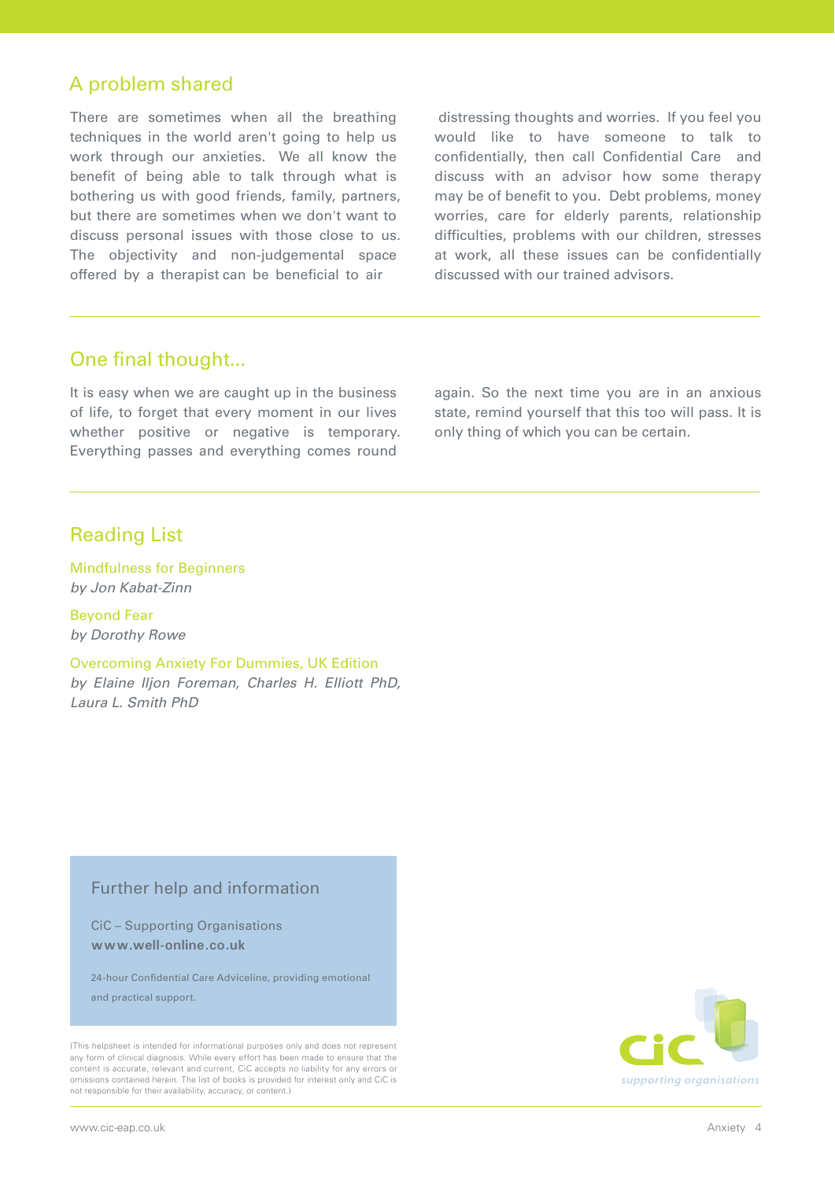## A problem shared

There are sometimes when all the breathing techniques in the world aren't going to help us work through our anxieties. We all know the benefit of being able to talk through what is bothering us with good friends, family, partners, but there are sometimes when we don't want to discuss personal issues with those close to us. The objectivity and non-judgemental space offered by a therapist can be beneficial to air distressing thoughts and worries. If you feel you would like to have someone to talk to confidentially, then call Confidential Care and discuss with an advisor how some therapy may be of benefit to you. Debt problems, money worries, care for elderly parents, relationship difficulties, problems with our children, stresses at work, all these issues can be confidentially discussed with our trained advisors.

## One final thought...

It is easy when we are caught up in the business of life, to forget that every moment in our lives whether positive or negative is temporary. Everything passes and everything comes round again. So the next time you are in an anxious state, remind yourself that this too will pass. It is only thing of which you can be certain.

## Reading List

Mindfulness for Beginners
*by Jon Kabat-Zinn*

Beyond Fear
*by Dorothy Rowe*

Overcoming Anxiety For Dummies, UK Edition
*by Elaine Iljon Foreman, Charles H. Elliott PhD, Laura L. Smith PhD*

### Further help and information

CiC – Supporting Organisations
**www.well-online.co.uk**

24-hour Confidential Care Adviceline, providing emotional and practical support.

(This helpsheet is intended for informational purposes only and does not represent any form of clinical diagnosis. While every effort has been made to ensure that the content is accurate, relevant and current, CiC accepts no liability for any errors or omissions contained herein. The list of books is provided for interest only and CiC is not responsible for their availability, accuracy, or content.)

CiC supporting organisations

www.cic-eap.co.uk